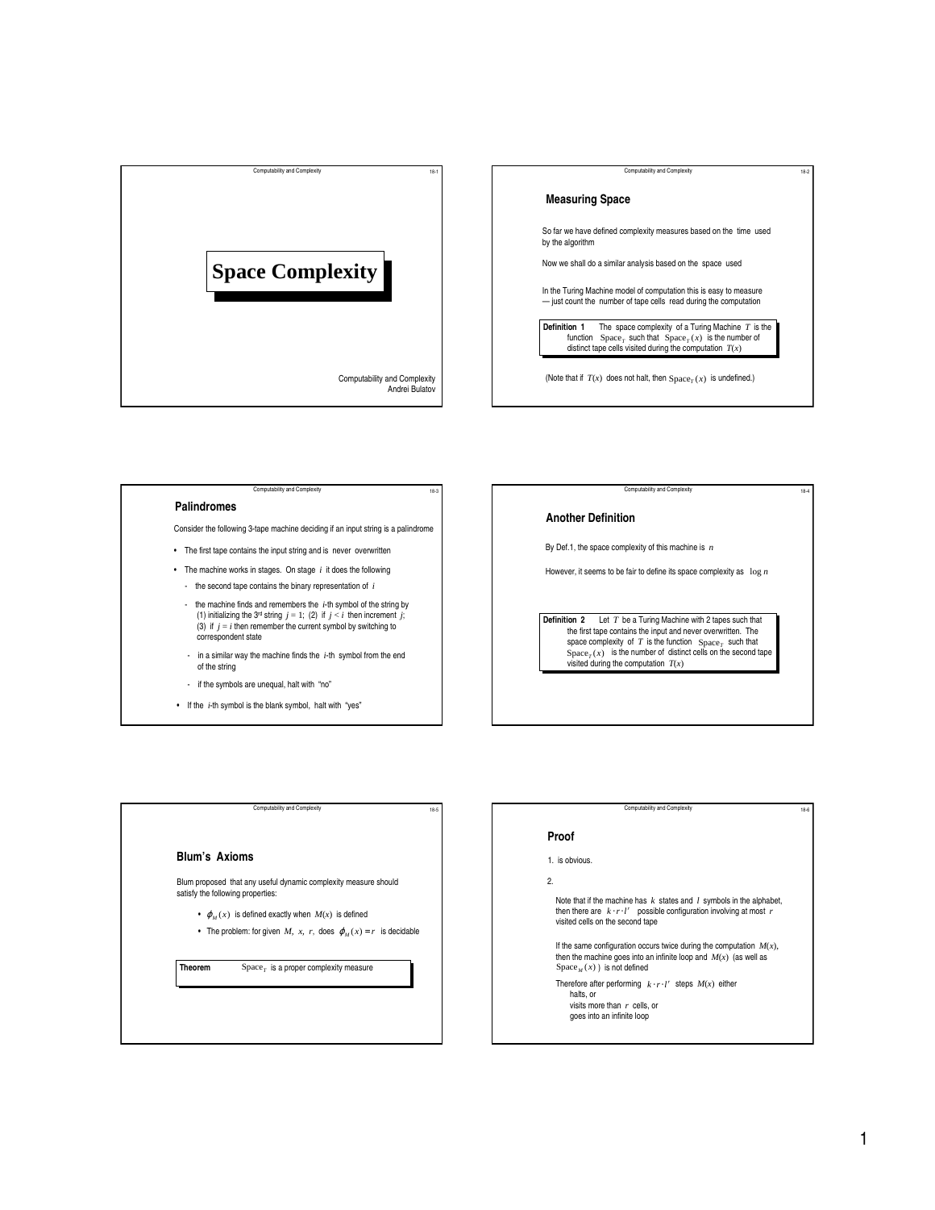# Space Complexity

Computability and Complexity
Andrei Bulatov

## Measuring Space

So far we have defined complexity measures based on the time used by the algorithm

Now we shall do a similar analysis based on the space used

In the Turing Machine model of computation this is easy to measure — just count the number of tape cells read during the computation

**Definition 1** The space complexity of a Turing Machine $T$ is the function $\text{Space}_T$ such that $\text{Space}_T(x)$ is the number of distinct tape cells visited during the computation $T(x)$

(Note that if $T(x)$ does not halt, then $\text{Space}_T(x)$ is undefined.)

## Palindromes

Consider the following 3-tape machine deciding if an input string is a palindrome

- The first tape contains the input string and is never overwritten
- The machine works in stages. On stage $i$ it does the following
  - the second tape contains the binary representation of $i$
  - the machine finds and remembers the $i$-th symbol of the string by (1) initializing the 3rd string $j = 1$; (2) if $j < i$ then increment $j$; (3) if $j = i$ then remember the current symbol by switching to correspondent state
  - in a similar way the machine finds the $i$-th symbol from the end of the string
  - if the symbols are unequal, halt with "no"
- If the $i$-th symbol is the blank symbol, halt with "yes"

## Another Definition

By Def.1, the space complexity of this machine is $n$

However, it seems to be fair to define its space complexity as $\log n$

**Definition 2** Let $T$ be a Turing Machine with 2 tapes such that the first tape contains the input and never overwritten. The space complexity of $T$ is the function $\text{Space}_T$ such that $\text{Space}_T(x)$ is the number of distinct cells on the second tape visited during the computation $T(x)$

## Blum's Axioms

Blum proposed that any useful dynamic complexity measure should satisfy the following properties:

- $\phi_M(x)$ is defined exactly when $M(x)$ is defined
- The problem: for given $M$, $x$, $r$, does $\phi_M(x) = r$ is decidable

**Theorem** $\text{Space}_T$ is a proper complexity measure

## Proof

1. is obvious.

2.

Note that if the machine has $k$ states and $l$ symbols in the alphabet, then there are $k \cdot r \cdot l^r$ possible configuration involving at most $r$ visited cells on the second tape

If the same configuration occurs twice during the computation $M(x)$, then the machine goes into an infinite loop and $M(x)$ (as well as $\text{Space}_M(x)$ ) is not defined

Therefore after performing $k \cdot r \cdot l^r$ steps $M(x)$ either
halts, or
visits more than $r$ cells, or
goes into an infinite loop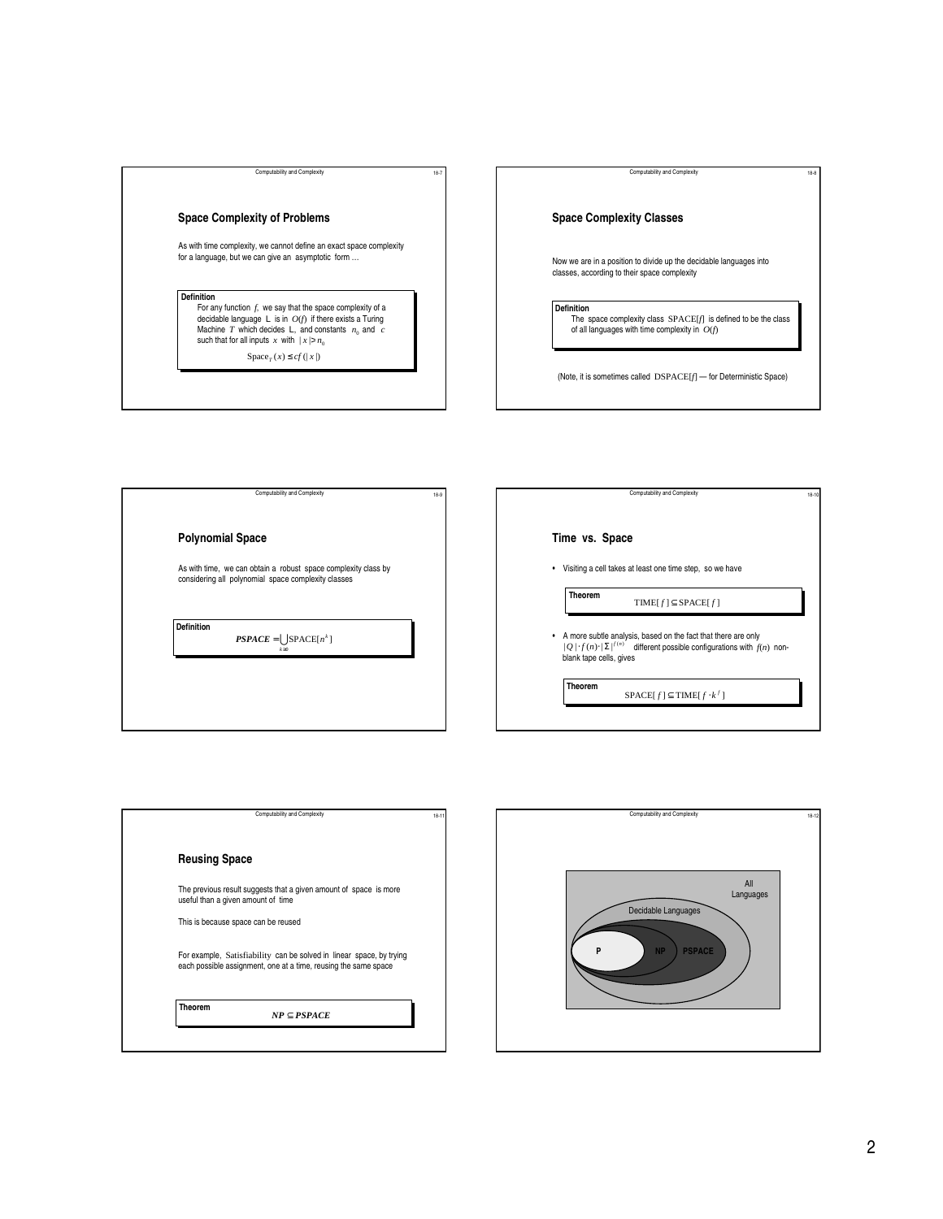## Space Complexity of Problems

As with time complexity, we cannot define an exact space complexity for a language, but we can give an asymptotic form …

**Definition**

For any function $f$, we say that the space complexity of a decidable language L is in $O(f)$ if there exists a Turing Machine $T$ which decides L, and constants $n_0$ and $c$ such that for all inputs $x$ with $|x| > n_0$

$$\text{Space}_T(x) \leq cf(|x|)$$

## Space Complexity Classes

Now we are in a position to divide up the decidable languages into classes, according to their space complexity

**Definition**

The space complexity class $\text{SPACE}[f]$ is defined to be the class of all languages with time complexity in $O(f)$

(Note, it is sometimes called $\text{DSPACE}[f]$ — for Deterministic Space)

## Polynomial Space

As with time, we can obtain a robust space complexity class by considering all polynomial space complexity classes

**Definition**

$$\textbf{\textit{PSPACE}} = \bigcup_{k \geq 0} \text{SPACE}[n^k]$$

## Time vs. Space

- Visiting a cell takes at least one time step, so we have

**Theorem**

$$\text{TIME}[f] \subseteq \text{SPACE}[f]$$

- A more subtle analysis, based on the fact that there are only $|Q| \cdot f(n) \cdot |\Sigma|^{f(n)}$ different possible configurations with $f(n)$ non-blank tape cells, gives

**Theorem**

$$\text{SPACE}[f] \subseteq \text{TIME}[f \cdot k^f]$$

## Reusing Space

The previous result suggests that a given amount of space is more useful than a given amount of time

This is because space can be reused

For example, Satisfiability can be solved in linear space, by trying each possible assignment, one at a time, reusing the same space

**Theorem**

$$\textbf{\textit{NP}} \subseteq \textbf{\textit{PSPACE}}$$

All Languages

Decidable Languages

P

NP

PSPACE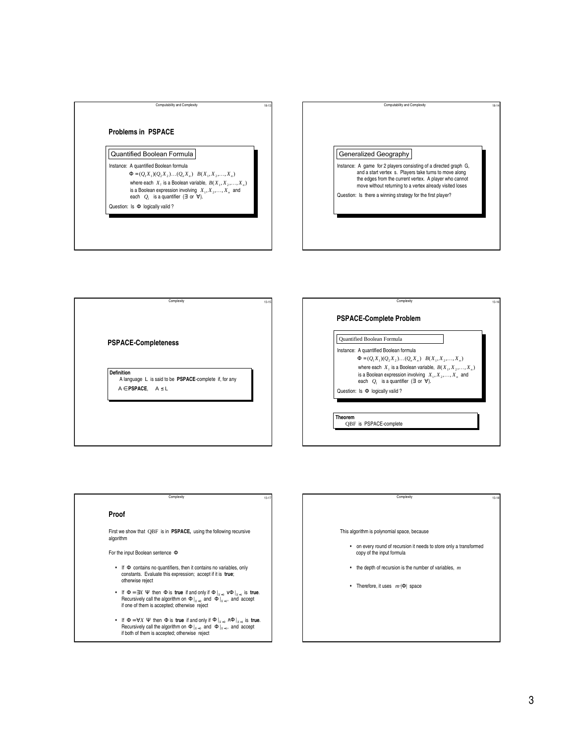## Problems in PSPACE

**Quantified Boolean Formula**

Instance: A quantified Boolean formula

$$\Phi = (Q_1 X_1)(Q_2 X_2)\ldots(Q_n X_n) \quad B(X_1, X_2, \ldots, X_n)$$

where each $X_i$ is a Boolean variable, $B(X_1, X_2, \ldots, X_n)$ is a Boolean expression involving $X_1, X_2, \ldots, X_n$ and each $Q_i$ is a quantifier ($\exists$ or $\forall$).

Question: Is $\Phi$ logically valid ?

**Generalized Geography**

Instance: A game for 2 players consisting of a directed graph G, and a start vertex s. Players take turns to move along the edges from the current vertex. A player who cannot move without returning to a vertex already visited loses

Question: Is there a winning strategy for the first player?

## PSPACE-Completeness

**Definition**

A language L is said to be **PSPACE**-complete if, for any A ∈ **PSPACE**, A ≤ L

## PSPACE-Complete Problem

**Quantified Boolean Formula**

Instance: A quantified Boolean formula

$$\Phi = (Q_1 X_1)(Q_2 X_2)\ldots(Q_n X_n) \quad B(X_1, X_2, \ldots, X_n)$$

where each $X_i$ is a Boolean variable, $B(X_1, X_2, \ldots, X_n)$ is a Boolean expression involving $X_1, X_2, \ldots, X_n$ and each $Q_i$ is a quantifier ($\exists$ or $\forall$).

Question: Is $\Phi$ logically valid ?

**Theorem**

QBF is PSPACE-complete

## Proof

First we show that QBF is in **PSPACE,** using the following recursive algorithm

For the input Boolean sentence $\Phi$

- If $\Phi$ contains no quantifiers, then it contains no variables, only constants. Evaluate this expression; accept if it is **true**; otherwise reject
- If $\Phi = \exists X \ \Psi$ then $\Phi$ is **true** if and only if $\Phi|_{X=0} \vee \Phi|_{X=1}$ is **true**. Recursively call the algorithm on $\Phi|_{X=0}$ and $\Phi|_{X=1}$, and accept if one of them is accepted; otherwise reject
- If $\Phi = \forall X \ \Psi$ then $\Phi$ is **true** if and only if $\Phi|_{X=0} \wedge \Phi|_{X=1}$ is **true**. Recursively call the algorithm on $\Phi|_{X=0}$ and $\Phi|_{X=1}$, and accept if both of them is accepted; otherwise reject

This algorithm is polynomial space, because

- on every round of recursion it needs to store only a transformed copy of the input formula
- the depth of recursion is the number of variables, $m$
- Therefore, it uses $m \cdot |\Phi|$ space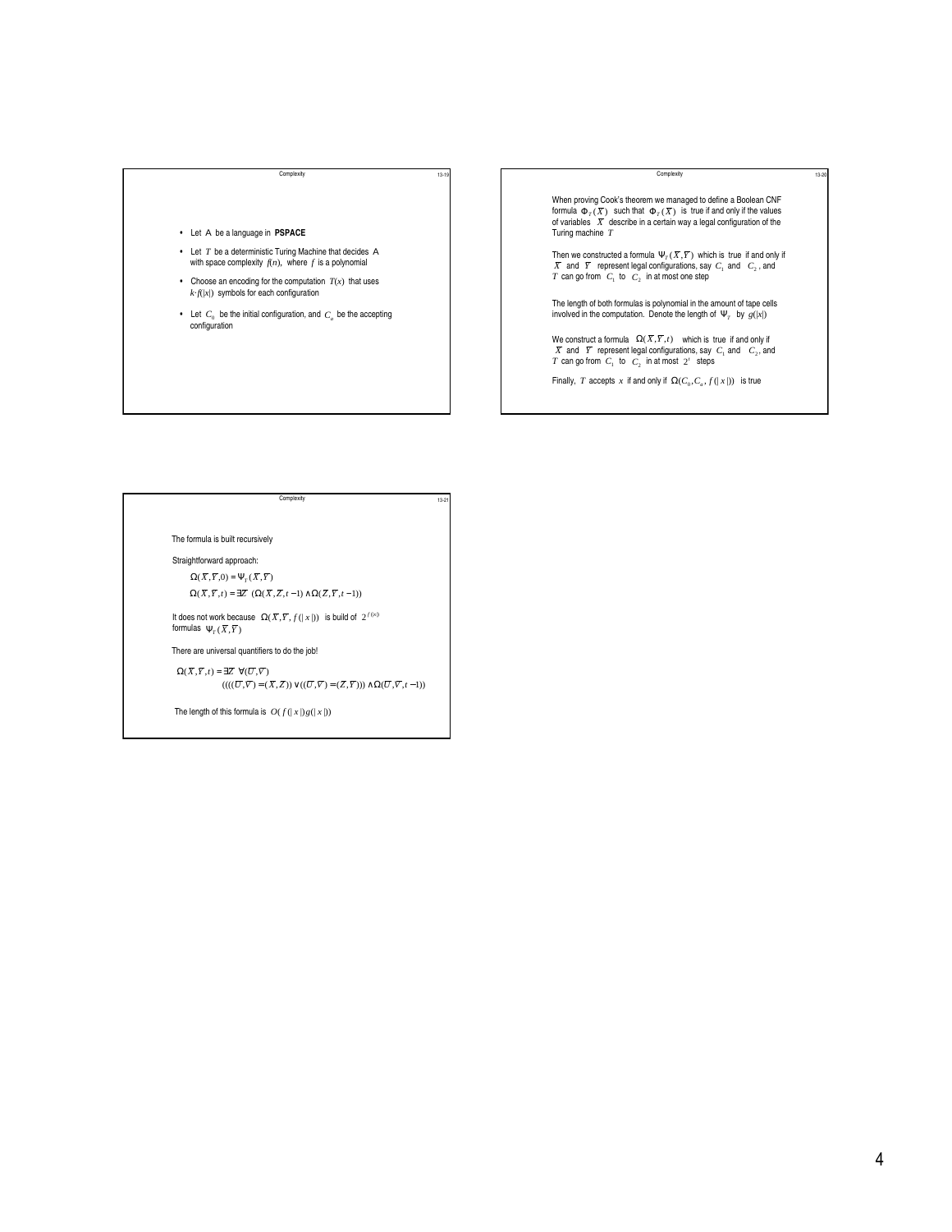- Let A be a language in **PSPACE**
- Let $T$ be a deterministic Turing Machine that decides A with space complexity $f(n)$, where $f$ is a polynomial
- Choose an encoding for the computation $T(x)$ that uses $k \cdot f(|x|)$ symbols for each configuration
- Let $C_0$ be the initial configuration, and $C_a$ be the accepting configuration

When proving Cook's theorem we managed to define a Boolean CNF formula $\Phi_T(\overline{X})$ such that $\Phi_T(\overline{X})$ is true if and only if the values of variables $\overline{X}$ describe in a certain way a legal configuration of the Turing machine $T$

Then we constructed a formula $\Psi_T(\overline{X},\overline{Y})$ which is true if and only if $\overline{X}$ and $\overline{Y}$ represent legal configurations, say $C_1$ and $C_2$, and $T$ can go from $C_1$ to $C_2$ in at most one step

The length of both formulas is polynomial in the amount of tape cells involved in the computation. Denote the length of $\Psi_T$ by $g(|x|)$

We construct a formula $\Omega(\overline{X},\overline{Y},t)$ which is true if and only if $\overline{X}$ and $\overline{Y}$ represent legal configurations, say $C_1$ and $C_2$, and $T$ can go from $C_1$ to $C_2$ in at most $2^t$ steps

Finally, $T$ accepts $x$ if and only if $\Omega(C_0, C_a, f(|x|))$ is true

The formula is built recursively

Straightforward approach:

$$\Omega(\overline{X},\overline{Y},0) = \Psi_T(\overline{X},\overline{Y})$$

$$\Omega(\overline{X},\overline{Y},t) = \exists \overline{Z}\ (\Omega(\overline{X},\overline{Z},t-1) \wedge \Omega(\overline{Z},\overline{Y},t-1))$$

It does not work because $\Omega(\overline{X},\overline{Y},f(|x|))$ is build of $2^{f(|x|)}$ formulas $\Psi_T(\overline{X},\overline{Y})$

There are universal quantifiers to do the job!

$$\Omega(\overline{X},\overline{Y},t) = \exists \overline{Z}\ \forall (\overline{U},\overline{V})$$
$$((((\overline{U},\overline{V}) = (\overline{X},\overline{Z})) \vee ((\overline{U},\overline{V}) = (\overline{Z},\overline{Y}))) \wedge \Omega(\overline{U},\overline{V},t-1))$$

The length of this formula is $O(f(|x|)g(|x|))$